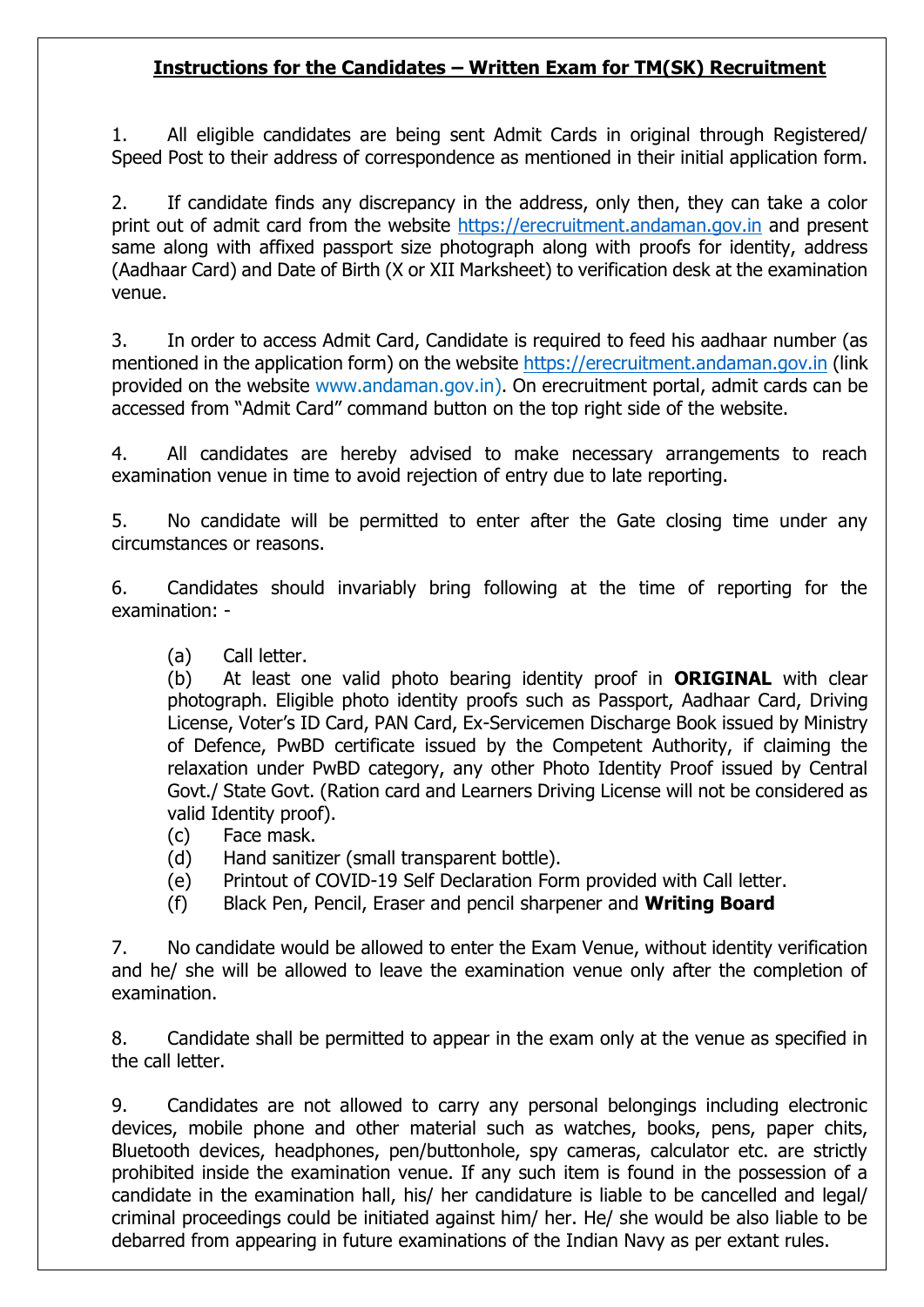## Instructions for the Candidates – Written Exam for TM(SK) Recruitment

1. All eligible candidates are being sent Admit Cards in original through Registered/ Speed Post to their address of correspondence as mentioned in their initial application form.

2. If candidate finds any discrepancy in the address, only then, they can take a color print out of admit card from the website https://erecruitment.andaman.gov.in and present same along with affixed passport size photograph along with proofs for identity, address (Aadhaar Card) and Date of Birth (X or XII Marksheet) to verification desk at the examination venue.

3. In order to access Admit Card, Candidate is required to feed his aadhaar number (as mentioned in the application form) on the website https://erecruitment.andaman.gov.in (link provided on the website www.andaman.gov.in). On erecruitment portal, admit cards can be accessed from "Admit Card" command button on the top right side of the website.

4. All candidates are hereby advised to make necessary arrangements to reach examination venue in time to avoid rejection of entry due to late reporting.

5. No candidate will be permitted to enter after the Gate closing time under any circumstances or reasons.

6. Candidates should invariably bring following at the time of reporting for the examination: -

   (a) Call letter.
   (b) At least one valid photo bearing identity proof in **ORIGINAL** with clear photograph. Eligible photo identity proofs such as Passport, Aadhaar Card, Driving License, Voter's ID Card, PAN Card, Ex-Servicemen Discharge Book issued by Ministry of Defence, PwBD certificate issued by the Competent Authority, if claiming the relaxation under PwBD category, any other Photo Identity Proof issued by Central Govt./ State Govt. (Ration card and Learners Driving License will not be considered as valid Identity proof).
   (c) Face mask.
   (d) Hand sanitizer (small transparent bottle).
   (e) Printout of COVID-19 Self Declaration Form provided with Call letter.
   (f) Black Pen, Pencil, Eraser and pencil sharpener and **Writing Board**

7. No candidate would be allowed to enter the Exam Venue, without identity verification and he/ she will be allowed to leave the examination venue only after the completion of examination.

8. Candidate shall be permitted to appear in the exam only at the venue as specified in the call letter.

9. Candidates are not allowed to carry any personal belongings including electronic devices, mobile phone and other material such as watches, books, pens, paper chits, Bluetooth devices, headphones, pen/buttonhole, spy cameras, calculator etc. are strictly prohibited inside the examination venue. If any such item is found in the possession of a candidate in the examination hall, his/ her candidature is liable to be cancelled and legal/ criminal proceedings could be initiated against him/ her. He/ she would be also liable to be debarred from appearing in future examinations of the Indian Navy as per extant rules.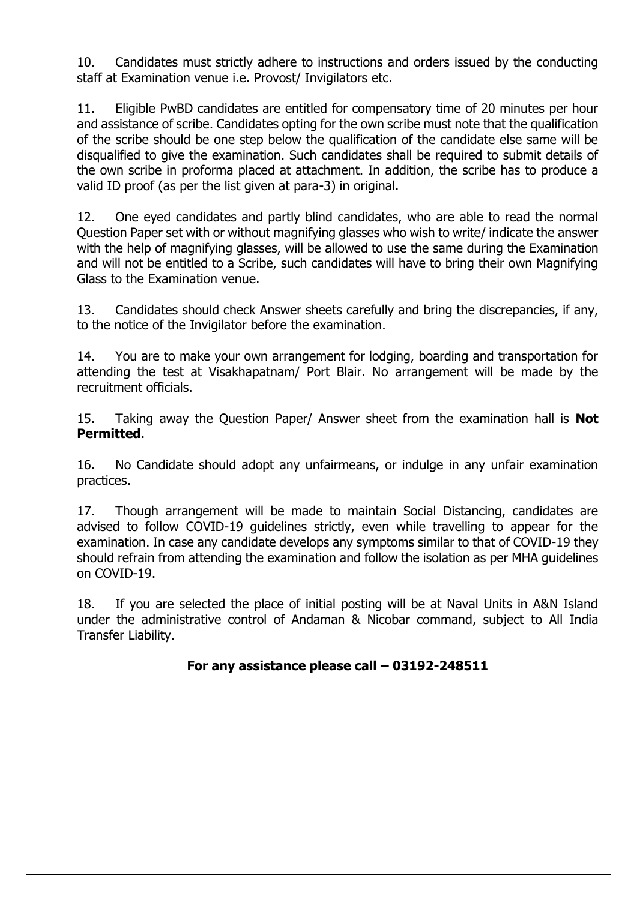10. Candidates must strictly adhere to instructions and orders issued by the conducting staff at Examination venue i.e. Provost/ Invigilators etc.

11. Eligible PwBD candidates are entitled for compensatory time of 20 minutes per hour and assistance of scribe. Candidates opting for the own scribe must note that the qualification of the scribe should be one step below the qualification of the candidate else same will be disqualified to give the examination. Such candidates shall be required to submit details of the own scribe in proforma placed at attachment. In addition, the scribe has to produce a valid ID proof (as per the list given at para-3) in original.

12. One eyed candidates and partly blind candidates, who are able to read the normal Question Paper set with or without magnifying glasses who wish to write/ indicate the answer with the help of magnifying glasses, will be allowed to use the same during the Examination and will not be entitled to a Scribe, such candidates will have to bring their own Magnifying Glass to the Examination venue.

13. Candidates should check Answer sheets carefully and bring the discrepancies, if any, to the notice of the Invigilator before the examination.

14. You are to make your own arrangement for lodging, boarding and transportation for attending the test at Visakhapatnam/ Port Blair. No arrangement will be made by the recruitment officials.

15. Taking away the Question Paper/ Answer sheet from the examination hall is **Not Permitted**.

16. No Candidate should adopt any unfairmeans, or indulge in any unfair examination practices.

17. Though arrangement will be made to maintain Social Distancing, candidates are advised to follow COVID-19 guidelines strictly, even while travelling to appear for the examination. In case any candidate develops any symptoms similar to that of COVID-19 they should refrain from attending the examination and follow the isolation as per MHA guidelines on COVID-19.

18. If you are selected the place of initial posting will be at Naval Units in A&N Island under the administrative control of Andaman & Nicobar command, subject to All India Transfer Liability.

**For any assistance please call – 03192-248511**